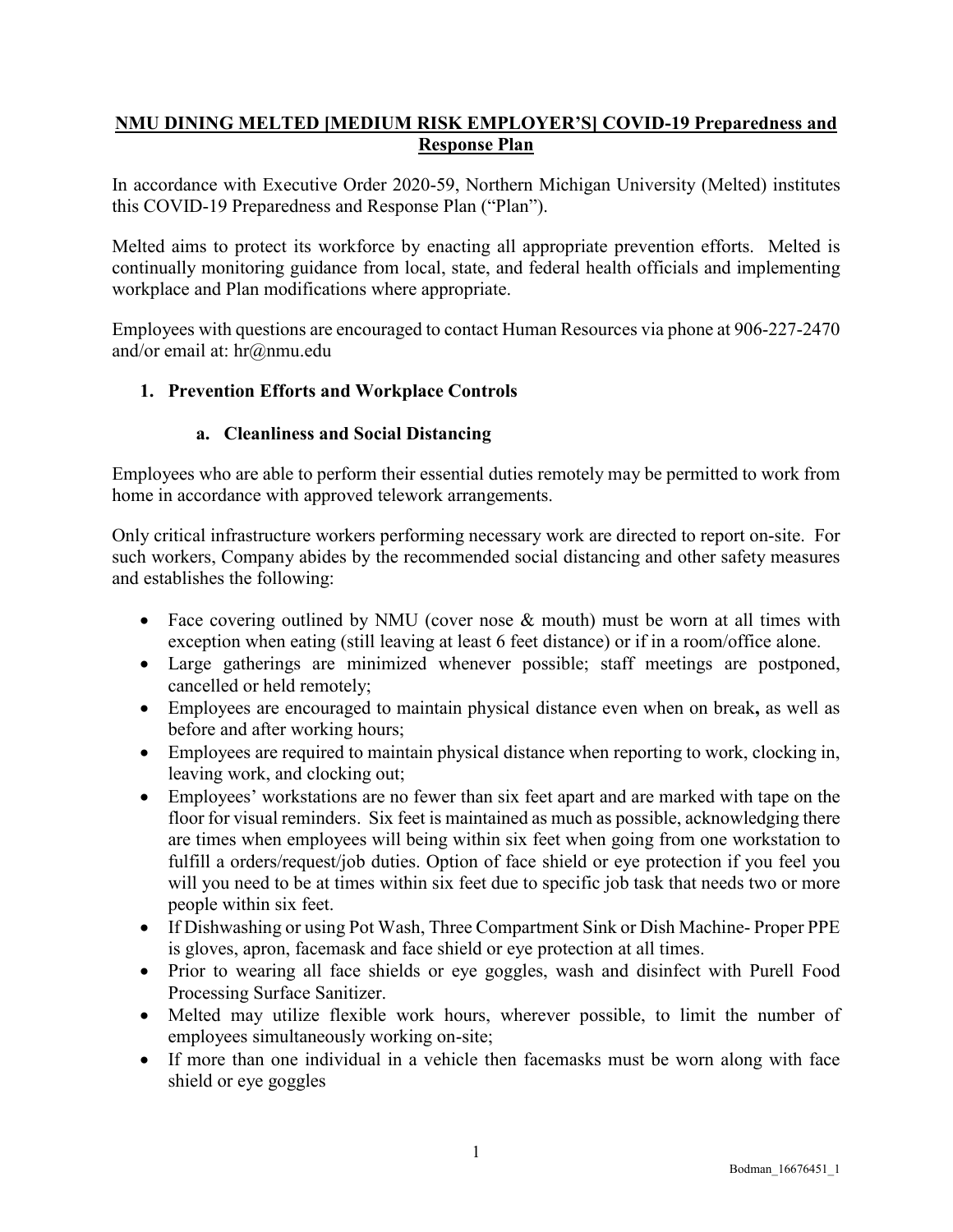# NMU DINING MELTED [MEDIUM RISK EMPLOYER'S] COVID-19 Preparedness and Response Plan

In accordance with Executive Order 2020-59, Northern Michigan University (Melted) institutes this COVID-19 Preparedness and Response Plan ("Plan").

Melted aims to protect its workforce by enacting all appropriate prevention efforts. Melted is continually monitoring guidance from local, state, and federal health officials and implementing workplace and Plan modifications where appropriate.

Employees with questions are encouraged to contact Human Resources via phone at 906-227-2470 and/or email at: hr@nmu.edu

## 1. Prevention Efforts and Workplace Controls

### a. Cleanliness and Social Distancing

Employees who are able to perform their essential duties remotely may be permitted to work from home in accordance with approved telework arrangements.

Only critical infrastructure workers performing necessary work are directed to report on-site. For such workers, Company abides by the recommended social distancing and other safety measures and establishes the following:

- Face covering outlined by NMU (cover nose & mouth) must be worn at all times with exception when eating (still leaving at least 6 feet distance) or if in a room/office alone.
- Large gatherings are minimized whenever possible; staff meetings are postponed, cancelled or held remotely;
- Employees are encouraged to maintain physical distance even when on break**,** as well as before and after working hours;
- Employees are required to maintain physical distance when reporting to work, clocking in, leaving work, and clocking out;
- Employees' workstations are no fewer than six feet apart and are marked with tape on the floor for visual reminders. Six feet is maintained as much as possible, acknowledging there are times when employees will being within six feet when going from one workstation to fulfill a orders/request/job duties. Option of face shield or eye protection if you feel you will you need to be at times within six feet due to specific job task that needs two or more people within six feet.
- If Dishwashing or using Pot Wash, Three Compartment Sink or Dish Machine- Proper PPE is gloves, apron, facemask and face shield or eye protection at all times.
- Prior to wearing all face shields or eye goggles, wash and disinfect with Purell Food Processing Surface Sanitizer.
- Melted may utilize flexible work hours, wherever possible, to limit the number of employees simultaneously working on-site;
- If more than one individual in a vehicle then facemasks must be worn along with face shield or eye goggles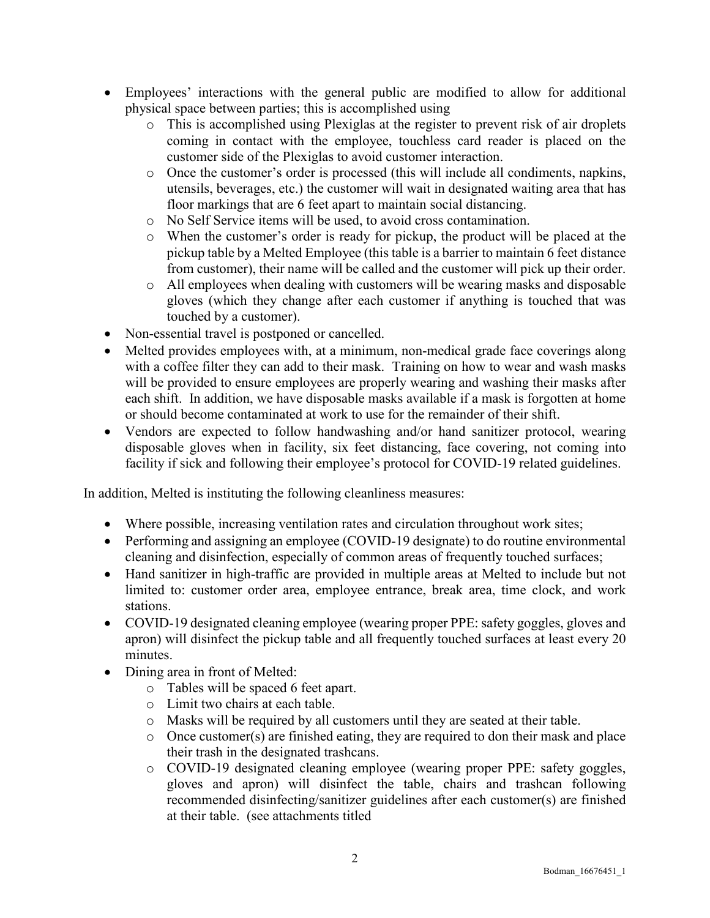- Employees' interactions with the general public are modified to allow for additional physical space between parties; this is accomplished using
  - This is accomplished using Plexiglas at the register to prevent risk of air droplets coming in contact with the employee, touchless card reader is placed on the customer side of the Plexiglas to avoid customer interaction.
  - Once the customer's order is processed (this will include all condiments, napkins, utensils, beverages, etc.) the customer will wait in designated waiting area that has floor markings that are 6 feet apart to maintain social distancing.
  - No Self Service items will be used, to avoid cross contamination.
  - When the customer's order is ready for pickup, the product will be placed at the pickup table by a Melted Employee (this table is a barrier to maintain 6 feet distance from customer), their name will be called and the customer will pick up their order.
  - All employees when dealing with customers will be wearing masks and disposable gloves (which they change after each customer if anything is touched that was touched by a customer).
- Non-essential travel is postponed or cancelled.
- Melted provides employees with, at a minimum, non-medical grade face coverings along with a coffee filter they can add to their mask. Training on how to wear and wash masks will be provided to ensure employees are properly wearing and washing their masks after each shift. In addition, we have disposable masks available if a mask is forgotten at home or should become contaminated at work to use for the remainder of their shift.
- Vendors are expected to follow handwashing and/or hand sanitizer protocol, wearing disposable gloves when in facility, six feet distancing, face covering, not coming into facility if sick and following their employee's protocol for COVID-19 related guidelines.

In addition, Melted is instituting the following cleanliness measures:

- Where possible, increasing ventilation rates and circulation throughout work sites;
- Performing and assigning an employee (COVID-19 designate) to do routine environmental cleaning and disinfection, especially of common areas of frequently touched surfaces;
- Hand sanitizer in high-traffic are provided in multiple areas at Melted to include but not limited to: customer order area, employee entrance, break area, time clock, and work stations.
- COVID-19 designated cleaning employee (wearing proper PPE: safety goggles, gloves and apron) will disinfect the pickup table and all frequently touched surfaces at least every 20 minutes.
- Dining area in front of Melted:
  - Tables will be spaced 6 feet apart.
  - Limit two chairs at each table.
  - Masks will be required by all customers until they are seated at their table.
  - Once customer(s) are finished eating, they are required to don their mask and place their trash in the designated trashcans.
  - COVID-19 designated cleaning employee (wearing proper PPE: safety goggles, gloves and apron) will disinfect the table, chairs and trashcan following recommended disinfecting/sanitizer guidelines after each customer(s) are finished at their table. (see attachments titled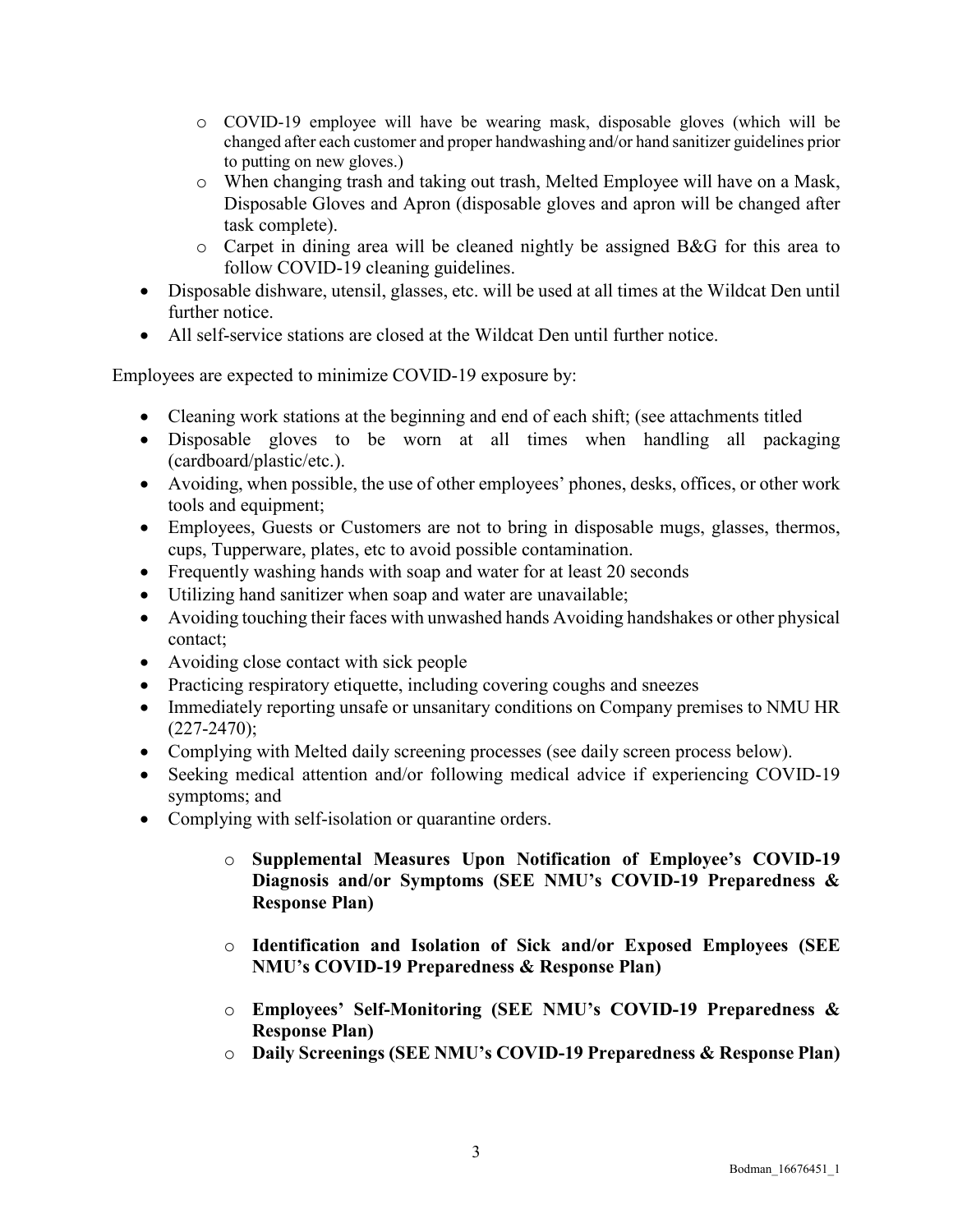- COVID-19 employee will have be wearing mask, disposable gloves (which will be changed after each customer and proper handwashing and/or hand sanitizer guidelines prior to putting on new gloves.)
  - When changing trash and taking out trash, Melted Employee will have on a Mask, Disposable Gloves and Apron (disposable gloves and apron will be changed after task complete).
  - Carpet in dining area will be cleaned nightly be assigned B&G for this area to follow COVID-19 cleaning guidelines.
- Disposable dishware, utensil, glasses, etc. will be used at all times at the Wildcat Den until further notice.
- All self-service stations are closed at the Wildcat Den until further notice.

Employees are expected to minimize COVID-19 exposure by:

- Cleaning work stations at the beginning and end of each shift; (see attachments titled
- Disposable gloves to be worn at all times when handling all packaging (cardboard/plastic/etc.).
- Avoiding, when possible, the use of other employees' phones, desks, offices, or other work tools and equipment;
- Employees, Guests or Customers are not to bring in disposable mugs, glasses, thermos, cups, Tupperware, plates, etc to avoid possible contamination.
- Frequently washing hands with soap and water for at least 20 seconds
- Utilizing hand sanitizer when soap and water are unavailable;
- Avoiding touching their faces with unwashed hands Avoiding handshakes or other physical contact;
- Avoiding close contact with sick people
- Practicing respiratory etiquette, including covering coughs and sneezes
- Immediately reporting unsafe or unsanitary conditions on Company premises to NMU HR (227-2470);
- Complying with Melted daily screening processes (see daily screen process below).
- Seeking medical attention and/or following medical advice if experiencing COVID-19 symptoms; and
- Complying with self-isolation or quarantine orders.
  - **Supplemental Measures Upon Notification of Employee's COVID-19 Diagnosis and/or Symptoms (SEE NMU's COVID-19 Preparedness & Response Plan)**
  - **Identification and Isolation of Sick and/or Exposed Employees (SEE NMU's COVID-19 Preparedness & Response Plan)**
  - **Employees' Self-Monitoring (SEE NMU's COVID-19 Preparedness & Response Plan)**
  - **Daily Screenings (SEE NMU's COVID-19 Preparedness & Response Plan)**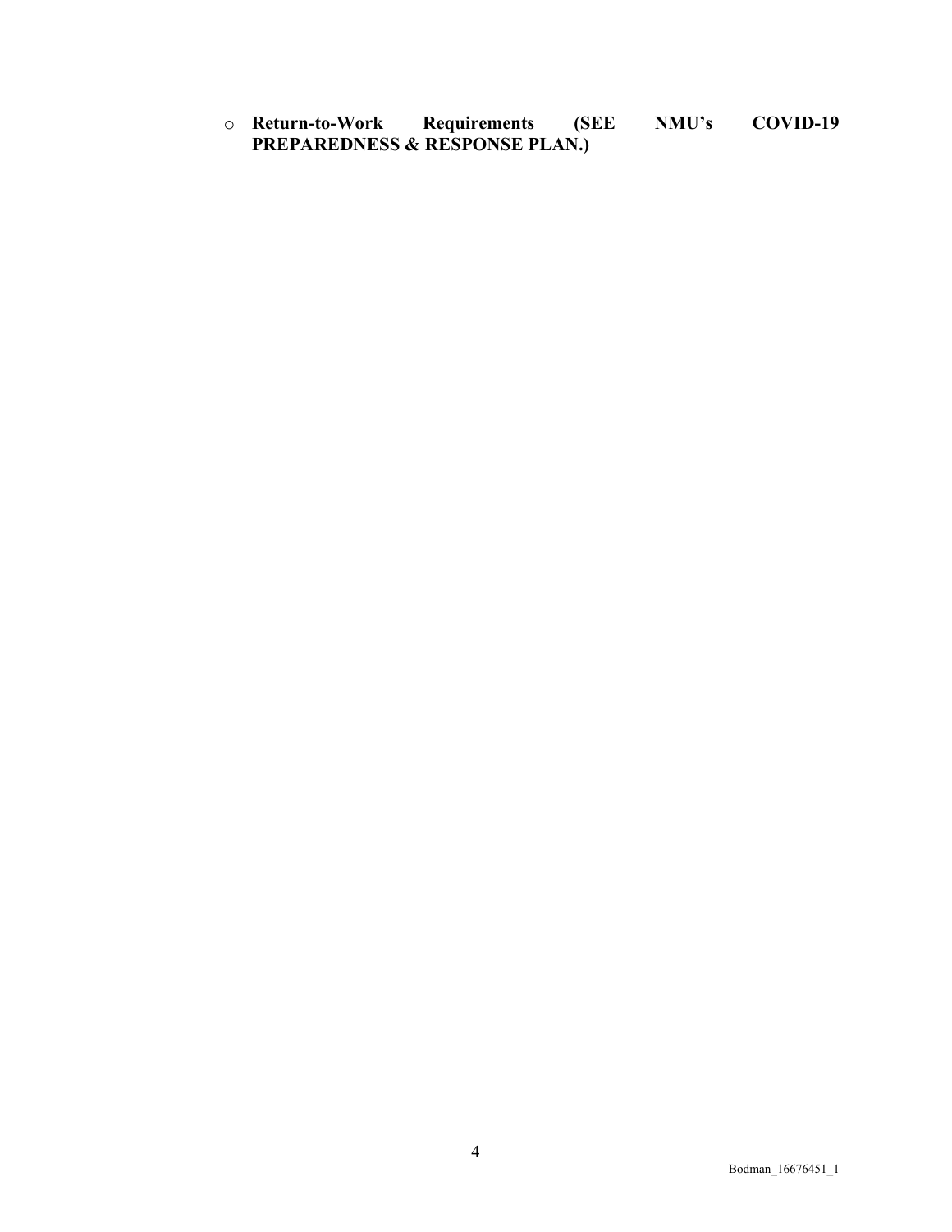- **Return-to-Work Requirements (SEE NMU's COVID-19 PREPAREDNESS & RESPONSE PLAN.)**